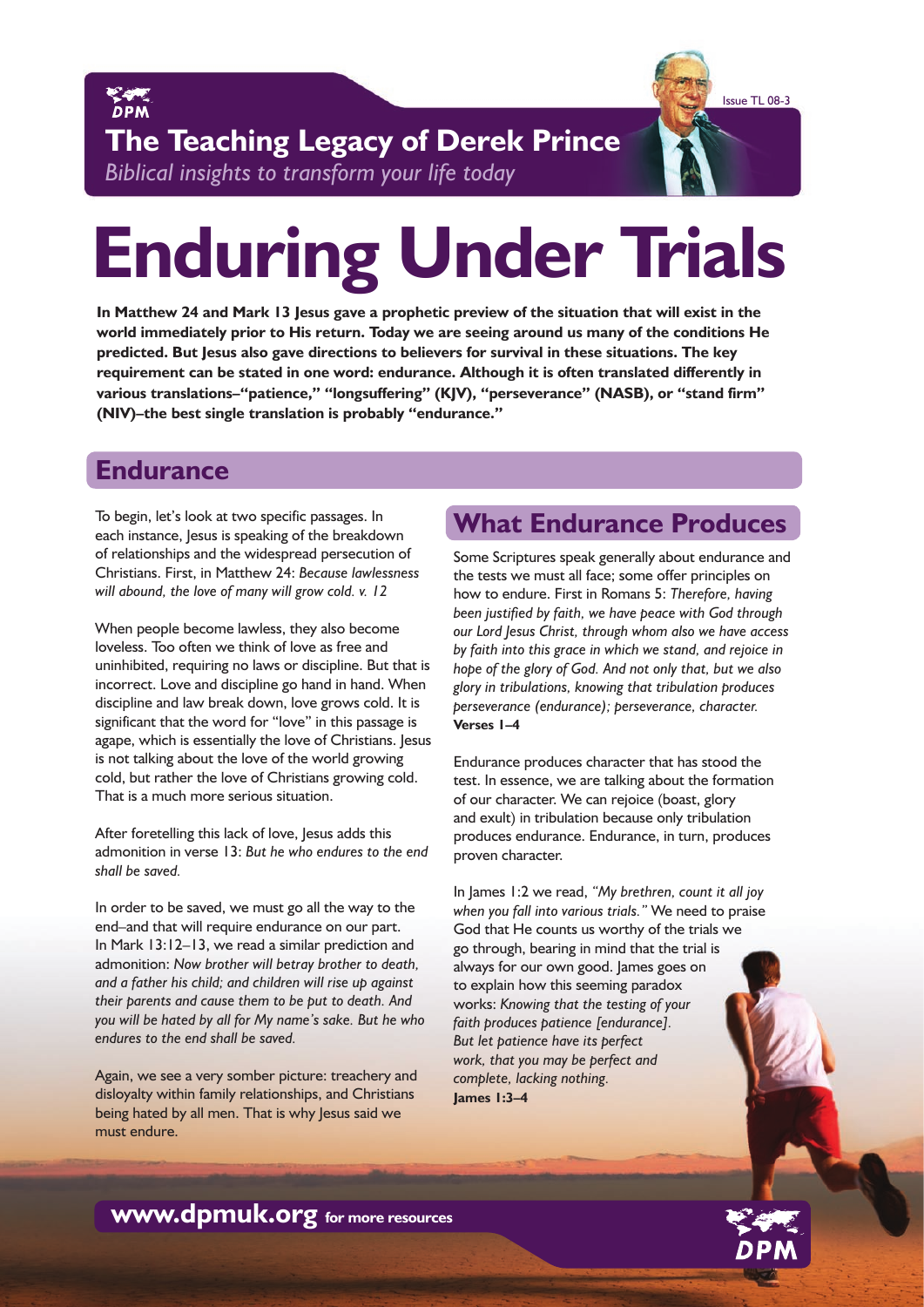# The Teaching Legacy of Derek Prince

*Biblical insights to transform your life today*

Issue TL 08-3

# Enduring Under Trials

**In Matthew 24 and Mark 13 Jesus gave a prophetic preview of the situation that will exist in the world immediately prior to His return. Today we are seeing around us many of the conditions He predicted. But Jesus also gave directions to believers for survival in these situations. The key requirement can be stated in one word: endurance. Although it is often translated differently in various translations–"patience," "longsuffering" (KJV), "perseverance" (NASB), or "stand firm" (NIV)–the best single translation is probably "endurance."**

## Endurance

To begin, let's look at two specific passages. In each instance, Jesus is speaking of the breakdown of relationships and the widespread persecution of Christians. First, in Matthew 24: *Because lawlessness will abound, the love of many will grow cold. v. 12*

When people become lawless, they also become loveless. Too often we think of love as free and uninhibited, requiring no laws or discipline. But that is incorrect. Love and discipline go hand in hand. When discipline and law break down, love grows cold. It is significant that the word for "love" in this passage is agape, which is essentially the love of Christians. Jesus is not talking about the love of the world growing cold, but rather the love of Christians growing cold. That is a much more serious situation.

After foretelling this lack of love, Jesus adds this admonition in verse 13: *But he who endures to the end shall be saved.*

In order to be saved, we must go all the way to the end–and that will require endurance on our part. In Mark 13:12–13, we read a similar prediction and admonition: *Now brother will betray brother to death, and a father his child; and children will rise up against their parents and cause them to be put to death. And you will be hated by all for My name's sake. But he who endures to the end shall be saved.*

Again, we see a very somber picture: treachery and disloyalty within family relationships, and Christians being hated by all men. That is why Jesus said we must endure.

## What Endurance Produces

Some Scriptures speak generally about endurance and the tests we must all face; some offer principles on how to endure. First in Romans 5: *Therefore, having been justified by faith, we have peace with God through our Lord Jesus Christ, through whom also we have access by faith into this grace in which we stand, and rejoice in hope of the glory of God. And not only that, but we also glory in tribulations, knowing that tribulation produces perseverance (endurance); perseverance, character.* **Verses 1–4**

Endurance produces character that has stood the test. In essence, we are talking about the formation of our character. We can rejoice (boast, glory and exult) in tribulation because only tribulation produces endurance. Endurance, in turn, produces proven character.

In James 1:2 we read, *"My brethren, count it all joy when you fall into various trials."* We need to praise God that He counts us worthy of the trials we go through, bearing in mind that the trial is always for our own good. James goes on to explain how this seeming paradox works: *Knowing that the testing of your faith produces patience [endurance]. But let patience have its perfect work, that you may be perfect and complete, lacking nothing.* **James 1:3–4**

**www.dpmuk.org for more resources**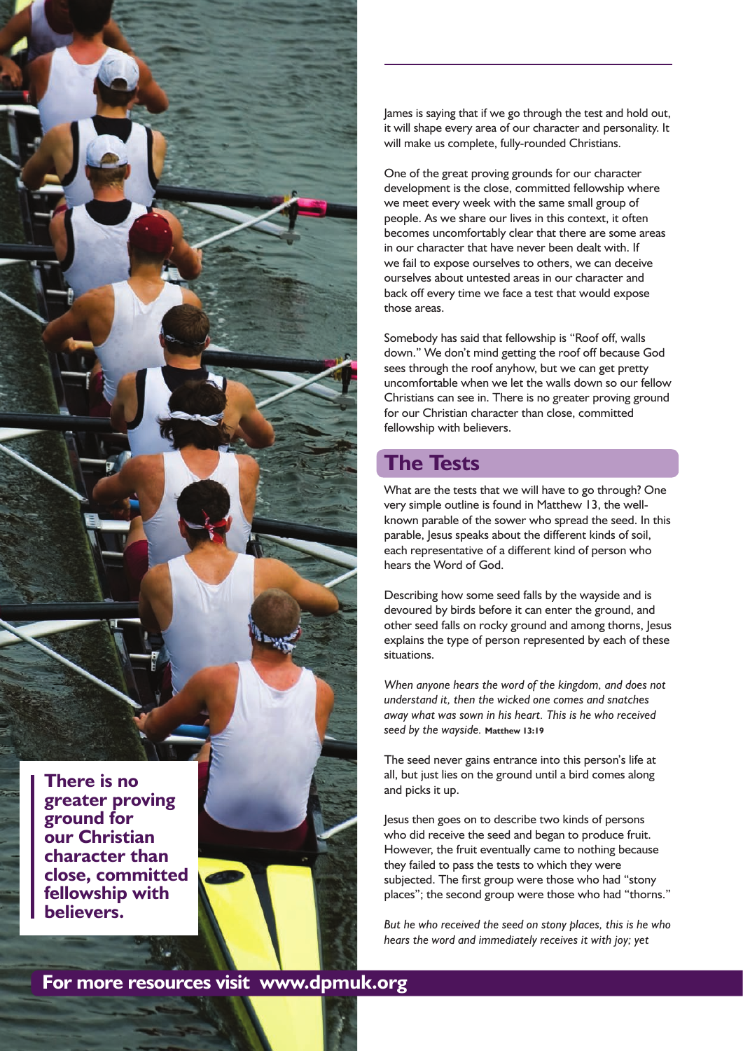James is saying that if we go through the test and hold out, it will shape every area of our character and personality. It will make us complete, fully-rounded Christians.

One of the great proving grounds for our character development is the close, committed fellowship where we meet every week with the same small group of people. As we share our lives in this context, it often becomes uncomfortably clear that there are some areas in our character that have never been dealt with. If we fail to expose ourselves to others, we can deceive ourselves about untested areas in our character and back off every time we face a test that would expose those areas.

Somebody has said that fellowship is "Roof off, walls down." We don't mind getting the roof off because God sees through the roof anyhow, but we can get pretty uncomfortable when we let the walls down so our fellow Christians can see in. There is no greater proving ground for our Christian character than close, committed fellowship with believers.

> **There is no greater proving ground for our Christian character than close, committed fellowship with believers.**

## The Tests

What are the tests that we will have to go through? One very simple outline is found in Matthew 13, the well-known parable of the sower who spread the seed. In this parable, Jesus speaks about the different kinds of soil, each representative of a different kind of person who hears the Word of God.

Describing how some seed falls by the wayside and is devoured by birds before it can enter the ground, and other seed falls on rocky ground and among thorns, Jesus explains the type of person represented by each of these situations.

*When anyone hears the word of the kingdom, and does not understand it, then the wicked one comes and snatches away what was sown in his heart. This is he who received seed by the wayside.* **Matthew 13:19**

The seed never gains entrance into this person's life at all, but just lies on the ground until a bird comes along and picks it up.

Jesus then goes on to describe two kinds of persons who did receive the seed and began to produce fruit. However, the fruit eventually came to nothing because they failed to pass the tests to which they were subjected. The first group were those who had "stony places"; the second group were those who had "thorns."

*But he who received the seed on stony places, this is he who hears the word and immediately receives it with joy; yet*

**For more resources visit www.dpmuk.org**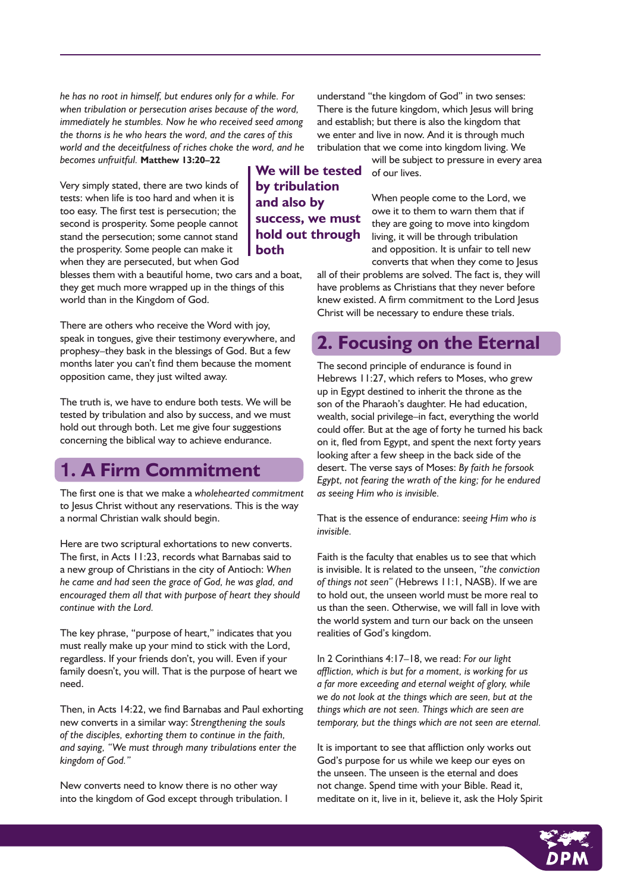*he has no root in himself, but endures only for a while. For when tribulation or persecution arises because of the word, immediately he stumbles. Now he who received seed among the thorns is he who hears the word, and the cares of this world and the deceitfulness of riches choke the word, and he becomes unfruitful.* **Matthew 13:20–22**

Very simply stated, there are two kinds of tests: when life is too hard and when it is too easy. The first test is persecution; the second is prosperity. Some people cannot stand the persecution; some cannot stand the prosperity. Some people can make it when they are persecuted, but when God blesses them with a beautiful home, two cars and a boat, they get much more wrapped up in the things of this world than in the Kingdom of God.

**We will be tested by tribulation and also by success, we must hold out through both**

There are others who receive the Word with joy, speak in tongues, give their testimony everywhere, and prophesy–they bask in the blessings of God. But a few months later you can't find them because the moment opposition came, they just wilted away.

The truth is, we have to endure both tests. We will be tested by tribulation and also by success, and we must hold out through both. Let me give four suggestions concerning the biblical way to achieve endurance.

## 1. A Firm Commitment

The first one is that we make a *wholehearted commitment* to Jesus Christ without any reservations. This is the way a normal Christian walk should begin.

Here are two scriptural exhortations to new converts. The first, in Acts 11:23, records what Barnabas said to a new group of Christians in the city of Antioch: *When he came and had seen the grace of God, he was glad, and encouraged them all that with purpose of heart they should continue with the Lord.*

The key phrase, "purpose of heart," indicates that you must really make up your mind to stick with the Lord, regardless. If your friends don't, you will. Even if your family doesn't, you will. That is the purpose of heart we need.

Then, in Acts 14:22, we find Barnabas and Paul exhorting new converts in a similar way: *Strengthening the souls of the disciples, exhorting them to continue in the faith, and saying, "We must through many tribulations enter the kingdom of God."*

New converts need to know there is no other way into the kingdom of God except through tribulation. I understand "the kingdom of God" in two senses: There is the future kingdom, which Jesus will bring and establish; but there is also the kingdom that we enter and live in now. And it is through much tribulation that we come into kingdom living. We will be subject to pressure in every area of our lives.

When people come to the Lord, we owe it to them to warn them that if they are going to move into kingdom living, it will be through tribulation and opposition. It is unfair to tell new converts that when they come to Jesus all of their problems are solved. The fact is, they will have problems as Christians that they never before knew existed. A firm commitment to the Lord Jesus Christ will be necessary to endure these trials.

## 2. Focusing on the Eternal

The second principle of endurance is found in Hebrews 11:27, which refers to Moses, who grew up in Egypt destined to inherit the throne as the son of the Pharaoh's daughter. He had education, wealth, social privilege–in fact, everything the world could offer. But at the age of forty he turned his back on it, fled from Egypt, and spent the next forty years looking after a few sheep in the back side of the desert. The verse says of Moses: *By faith he forsook Egypt, not fearing the wrath of the king; for he endured as seeing Him who is invisible.*

That is the essence of endurance: *seeing Him who is invisible.*

Faith is the faculty that enables us to see that which is invisible. It is related to the unseen, *"the conviction of things not seen"* (Hebrews 11:1, NASB). If we are to hold out, the unseen world must be more real to us than the seen. Otherwise, we will fall in love with the world system and turn our back on the unseen realities of God's kingdom.

In 2 Corinthians 4:17–18, we read: *For our light affliction, which is but for a moment, is working for us a far more exceeding and eternal weight of glory, while we do not look at the things which are seen, but at the things which are not seen. Things which are seen are temporary, but the things which are not seen are eternal.*

It is important to see that affliction only works out God's purpose for us while we keep our eyes on the unseen. The unseen is the eternal and does not change. Spend time with your Bible. Read it, meditate on it, live in it, believe it, ask the Holy Spirit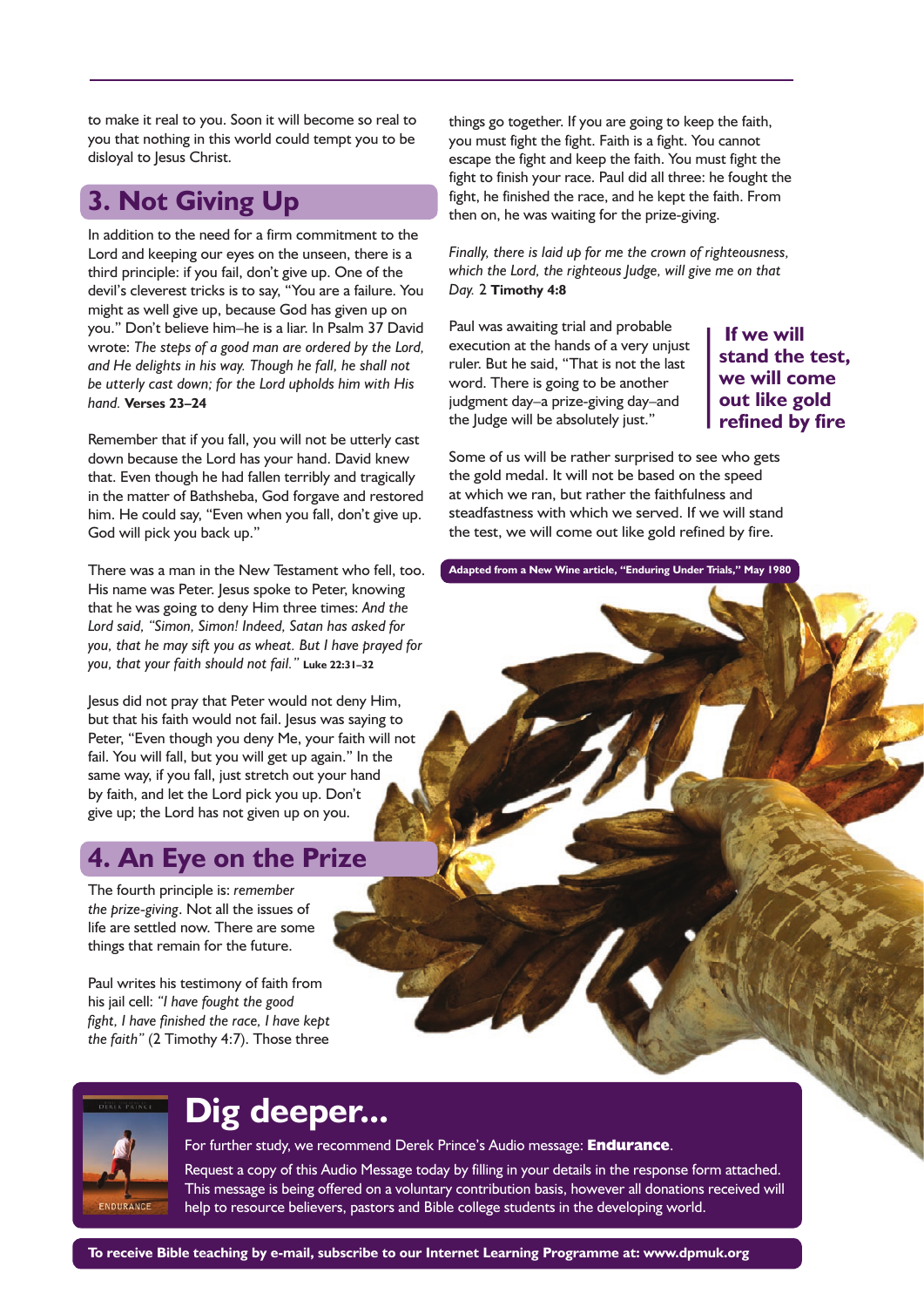to make it real to you. Soon it will become so real to you that nothing in this world could tempt you to be disloyal to Jesus Christ.

## 3. Not Giving Up

In addition to the need for a firm commitment to the Lord and keeping our eyes on the unseen, there is a third principle: if you fail, don't give up. One of the devil's cleverest tricks is to say, "You are a failure. You might as well give up, because God has given up on you." Don't believe him–he is a liar. In Psalm 37 David wrote: *The steps of a good man are ordered by the Lord, and He delights in his way. Though he fall, he shall not be utterly cast down; for the Lord upholds him with His hand.* **Verses 23–24**

Remember that if you fall, you will not be utterly cast down because the Lord has your hand. David knew that. Even though he had fallen terribly and tragically in the matter of Bathsheba, God forgave and restored him. He could say, "Even when you fall, don't give up. God will pick you back up."

There was a man in the New Testament who fell, too. His name was Peter. Jesus spoke to Peter, knowing that he was going to deny Him three times: *And the Lord said, "Simon, Simon! Indeed, Satan has asked for you, that he may sift you as wheat. But I have prayed for you, that your faith should not fail."* **Luke 22:31–32**

Jesus did not pray that Peter would not deny Him, but that his faith would not fail. Jesus was saying to Peter, "Even though you deny Me, your faith will not fail. You will fall, but you will get up again." In the same way, if you fall, just stretch out your hand by faith, and let the Lord pick you up. Don't give up; the Lord has not given up on you.

## 4. An Eye on the Prize

The fourth principle is: *remember the prize-giving*. Not all the issues of life are settled now. There are some things that remain for the future.

Paul writes his testimony of faith from his jail cell: *"I have fought the good fight, I have finished the race, I have kept the faith"* (2 Timothy 4:7). Those three things go together. If you are going to keep the faith, you must fight the fight. Faith is a fight. You cannot escape the fight and keep the faith. You must fight the fight to finish your race. Paul did all three: he fought the fight, he finished the race, and he kept the faith. From then on, he was waiting for the prize-giving.

*Finally, there is laid up for me the crown of righteousness, which the Lord, the righteous Judge, will give me on that Day.* **2 Timothy 4:8**

Paul was awaiting trial and probable execution at the hands of a very unjust ruler. But he said, "That is not the last word. There is going to be another judgment day–a prize-giving day–and the Judge will be absolutely just."

> **If we will stand the test, we will come out like gold refined by fire**

Some of us will be rather surprised to see who gets the gold medal. It will not be based on the speed at which we ran, but rather the faithfulness and steadfastness with which we served. If we will stand the test, we will come out like gold refined by fire.

**Adapted from a New Wine article, "Enduring Under Trials," May 1980**

## Dig deeper...

For further study, we recommend Derek Prince's Audio message: **Endurance**.

Request a copy of this Audio Message today by filling in your details in the response form attached. This message is being offered on a voluntary contribution basis, however all donations received will help to resource believers, pastors and Bible college students in the developing world.

**To receive Bible teaching by e-mail, subscribe to our Internet Learning Programme at: www.dpmuk.org**